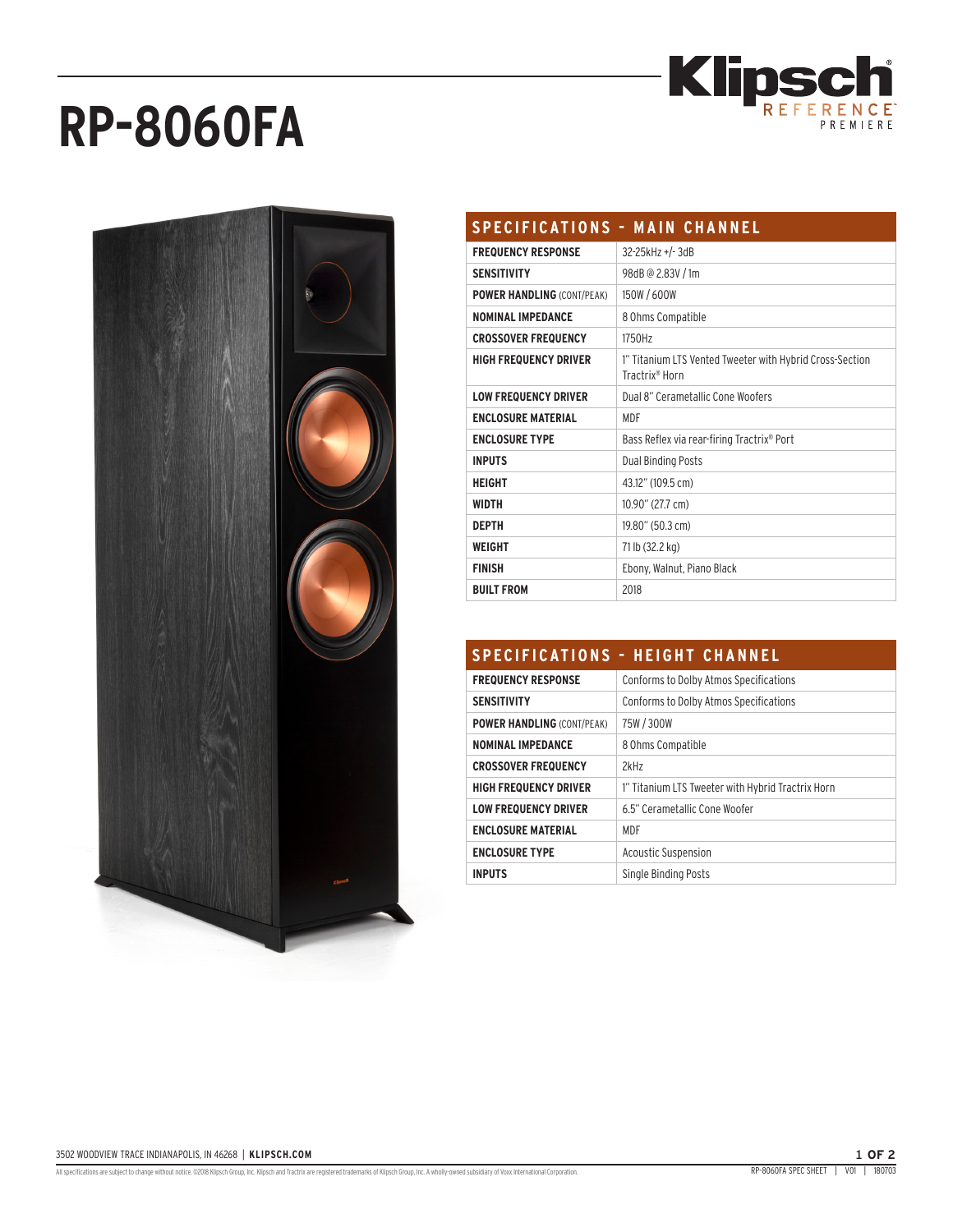# RP-8060FA

Klipsch REFERENCE PREMIERE

## SPECIFICATIONS - MAIN CHANNEL

| | |
|---|---|
| **FREQUENCY RESPONSE** | 32-25kHz +/- 3dB |
| **SENSITIVITY** | 98dB @ 2.83V / 1m |
| **POWER HANDLING** (CONT/PEAK) | 150W / 600W |
| **NOMINAL IMPEDANCE** | 8 Ohms Compatible |
| **CROSSOVER FREQUENCY** | 1750Hz |
| **HIGH FREQUENCY DRIVER** | 1" Titanium LTS Vented Tweeter with Hybrid Cross-Section Tractrix® Horn |
| **LOW FREQUENCY DRIVER** | Dual 8" Cerametallic Cone Woofers |
| **ENCLOSURE MATERIAL** | MDF |
| **ENCLOSURE TYPE** | Bass Reflex via rear-firing Tractrix® Port |
| **INPUTS** | Dual Binding Posts |
| **HEIGHT** | 43.12" (109.5 cm) |
| **WIDTH** | 10.90" (27.7 cm) |
| **DEPTH** | 19.80" (50.3 cm) |
| **WEIGHT** | 71 lb (32.2 kg) |
| **FINISH** | Ebony, Walnut, Piano Black |
| **BUILT FROM** | 2018 |

## SPECIFICATIONS - HEIGHT CHANNEL

| | |
|---|---|
| **FREQUENCY RESPONSE** | Conforms to Dolby Atmos Specifications |
| **SENSITIVITY** | Conforms to Dolby Atmos Specifications |
| **POWER HANDLING** (CONT/PEAK) | 75W / 300W |
| **NOMINAL IMPEDANCE** | 8 Ohms Compatible |
| **CROSSOVER FREQUENCY** | 2kHz |
| **HIGH FREQUENCY DRIVER** | 1" Titanium LTS Tweeter with Hybrid Tractrix Horn |
| **LOW FREQUENCY DRIVER** | 6.5" Cerametallic Cone Woofer |
| **ENCLOSURE MATERIAL** | MDF |
| **ENCLOSURE TYPE** | Acoustic Suspension |
| **INPUTS** | Single Binding Posts |

3502 WOODVIEW TRACE INDIANAPOLIS, IN 46268 | **KLIPSCH.COM**

All specifications are subject to change without notice. ©2018 Klipsch Group, Inc. Klipsch and Tractrix are registered trademarks of Klipsch Group, Inc. A wholly-owned subsidiary of Voxx International Corporation.

RP-8060FA SPEC SHEET | V01 | 180703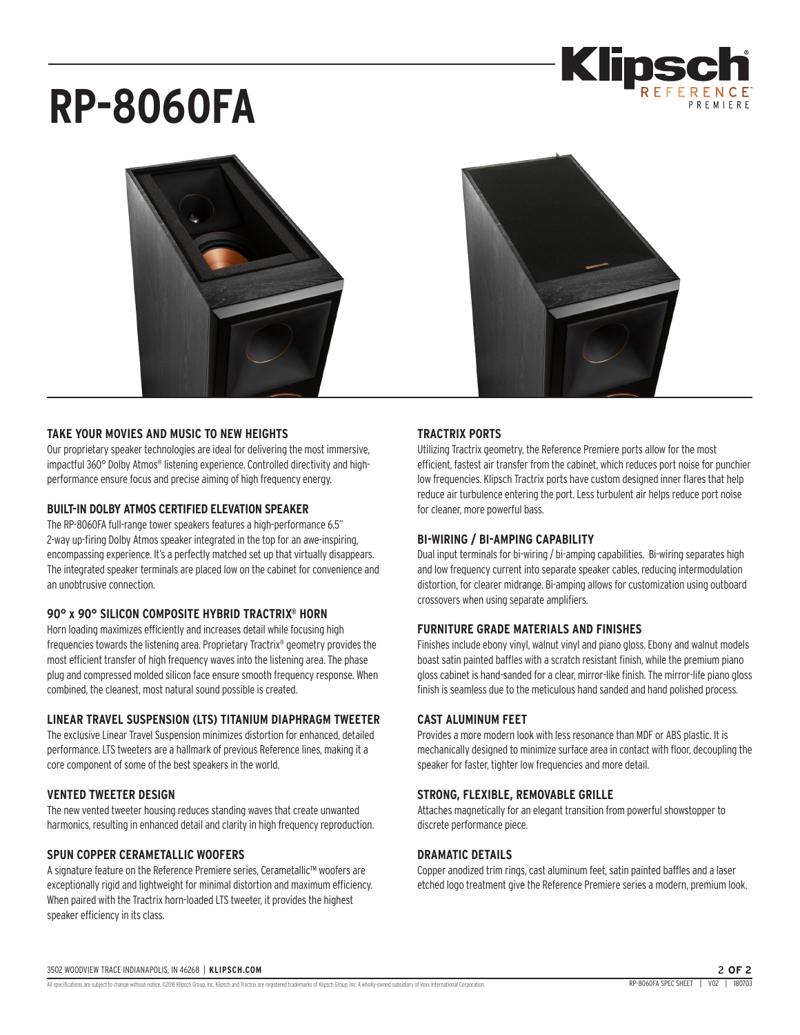# RP-8060FA

### TAKE YOUR MOVIES AND MUSIC TO NEW HEIGHTS

Our proprietary speaker technologies are ideal for delivering the most immersive, impactful 360° Dolby Atmos® listening experience. Controlled directivity and high-performance ensure focus and precise aiming of high frequency energy.

### BUILT-IN DOLBY ATMOS CERTIFIED ELEVATION SPEAKER

The RP-8060FA full-range tower speakers features a high-performance 6.5" 2-way up-firing Dolby Atmos speaker integrated in the top for an awe-inspiring, encompassing experience. It's a perfectly matched set up that virtually disappears. The integrated speaker terminals are placed low on the cabinet for convenience and an unobtrusive connection.

### 90° x 90° SILICON COMPOSITE HYBRID TRACTRIX® HORN

Horn loading maximizes efficiently and increases detail while focusing high frequencies towards the listening area. Proprietary Tractrix® geometry provides the most efficient transfer of high frequency waves into the listening area. The phase plug and compressed molded silicon face ensure smooth frequency response. When combined, the cleanest, most natural sound possible is created.

### LINEAR TRAVEL SUSPENSION (LTS) TITANIUM DIAPHRAGM TWEETER

The exclusive Linear Travel Suspension minimizes distortion for enhanced, detailed performance. LTS tweeters are a hallmark of previous Reference lines, making it a core component of some of the best speakers in the world.

### VENTED TWEETER DESIGN

The new vented tweeter housing reduces standing waves that create unwanted harmonics, resulting in enhanced detail and clarity in high frequency reproduction.

### SPUN COPPER CERAMETALLIC WOOFERS

A signature feature on the Reference Premiere series, Cerametallic™ woofers are exceptionally rigid and lightweight for minimal distortion and maximum efficiency. When paired with the Tractrix horn-loaded LTS tweeter, it provides the highest speaker efficiency in its class.

### TRACTRIX PORTS

Utilizing Tractrix geometry, the Reference Premiere ports allow for the most efficient, fastest air transfer from the cabinet, which reduces port noise for punchier low frequencies. Klipsch Tractrix ports have custom designed inner flares that help reduce air turbulence entering the port. Less turbulent air helps reduce port noise for cleaner, more powerful bass.

### BI-WIRING / BI-AMPING CAPABILITY

Dual input terminals for bi-wiring / bi-amping capabilities. Bi-wiring separates high and low frequency current into separate speaker cables, reducing intermodulation distortion, for clearer midrange. Bi-amping allows for customization using outboard crossovers when using separate amplifiers.

### FURNITURE GRADE MATERIALS AND FINISHES

Finishes include ebony vinyl, walnut vinyl and piano gloss. Ebony and walnut models boast satin painted baffles with a scratch resistant finish, while the premium piano gloss cabinet is hand-sanded for a clear, mirror-like finish. The mirror-life piano gloss finish is seamless due to the meticulous hand sanded and hand polished process.

### CAST ALUMINUM FEET

Provides a more modern look with less resonance than MDF or ABS plastic. It is mechanically designed to minimize surface area in contact with floor, decoupling the speaker for faster, tighter low frequencies and more detail.

### STRONG, FLEXIBLE, REMOVABLE GRILLE

Attaches magnetically for an elegant transition from powerful showstopper to discrete performance piece.

### DRAMATIC DETAILS

Copper anodized trim rings, cast aluminum feet, satin painted baffles and a laser etched logo treatment give the Reference Premiere series a modern, premium look.

3502 WOODVIEW TRACE INDIANAPOLIS, IN 46268 | **KLIPSCH.COM**

All specifications are subject to change without notice. ©2018 Klipsch Group, Inc. Klipsch and Tractrix are registered trademarks of Klipsch Group, Inc. A wholly-owned subsidiary of Voxx International Corporation.

RP-8060FA SPEC SHEET | V02 | 180703